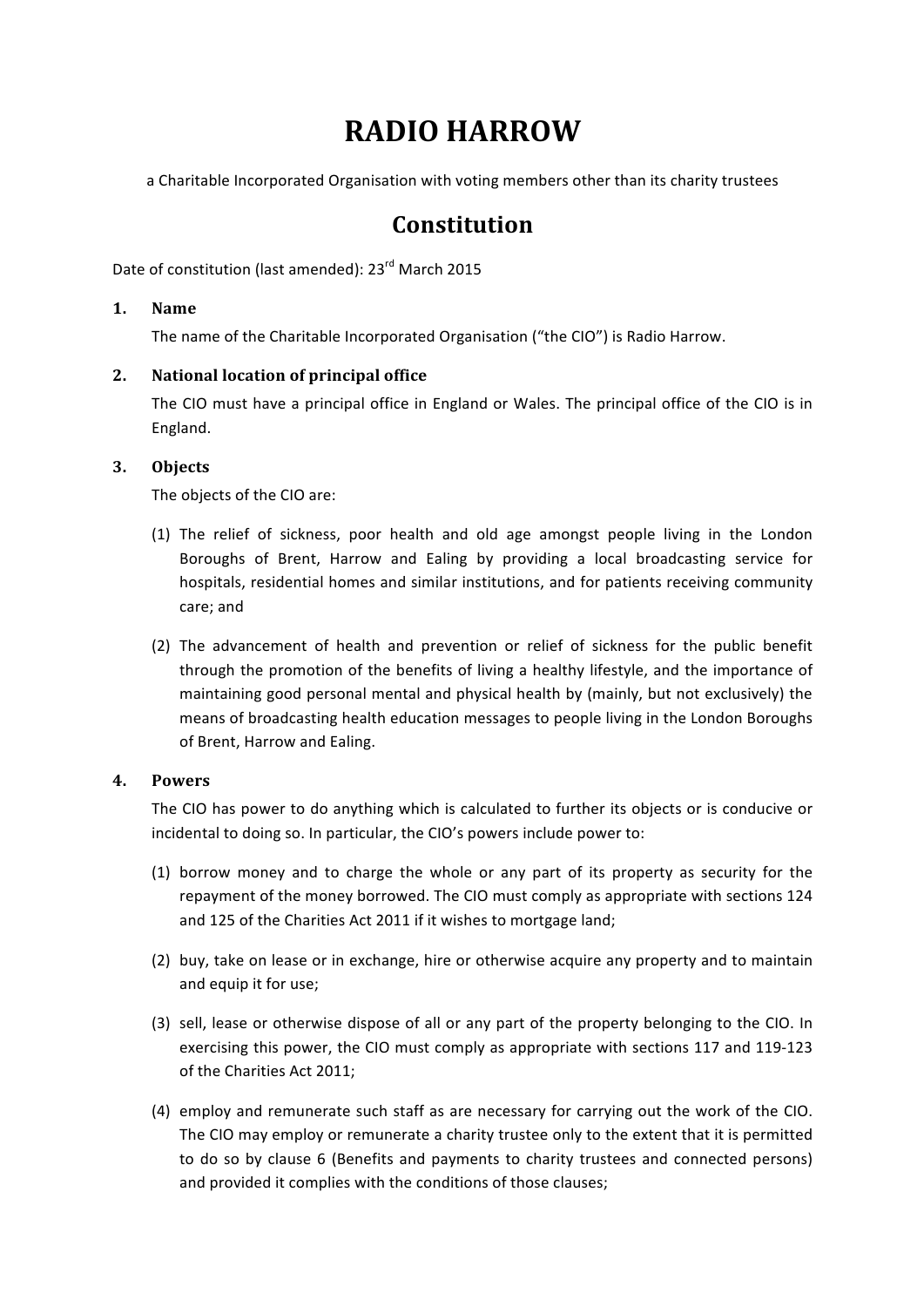# RADIO HARROW

a Charitable Incorporated Organisation with voting members other than its charity trustees

## Constitution

Date of constitution (last amended): 23rd March 2015

### 1. Name

The name of the Charitable Incorporated Organisation ("the CIO") is Radio Harrow.

### 2. National location of principal office

The CIO must have a principal office in England or Wales. The principal office of the CIO is in England.

### 3. Objects

The objects of the CIO are:

(1) The relief of sickness, poor health and old age amongst people living in the London Boroughs of Brent, Harrow and Ealing by providing a local broadcasting service for hospitals, residential homes and similar institutions, and for patients receiving community care; and

(2) The advancement of health and prevention or relief of sickness for the public benefit through the promotion of the benefits of living a healthy lifestyle, and the importance of maintaining good personal mental and physical health by (mainly, but not exclusively) the means of broadcasting health education messages to people living in the London Boroughs of Brent, Harrow and Ealing.

### 4. Powers

The CIO has power to do anything which is calculated to further its objects or is conducive or incidental to doing so. In particular, the CIO's powers include power to:

(1) borrow money and to charge the whole or any part of its property as security for the repayment of the money borrowed. The CIO must comply as appropriate with sections 124 and 125 of the Charities Act 2011 if it wishes to mortgage land;

(2) buy, take on lease or in exchange, hire or otherwise acquire any property and to maintain and equip it for use;

(3) sell, lease or otherwise dispose of all or any part of the property belonging to the CIO. In exercising this power, the CIO must comply as appropriate with sections 117 and 119-123 of the Charities Act 2011;

(4) employ and remunerate such staff as are necessary for carrying out the work of the CIO. The CIO may employ or remunerate a charity trustee only to the extent that it is permitted to do so by clause 6 (Benefits and payments to charity trustees and connected persons) and provided it complies with the conditions of those clauses;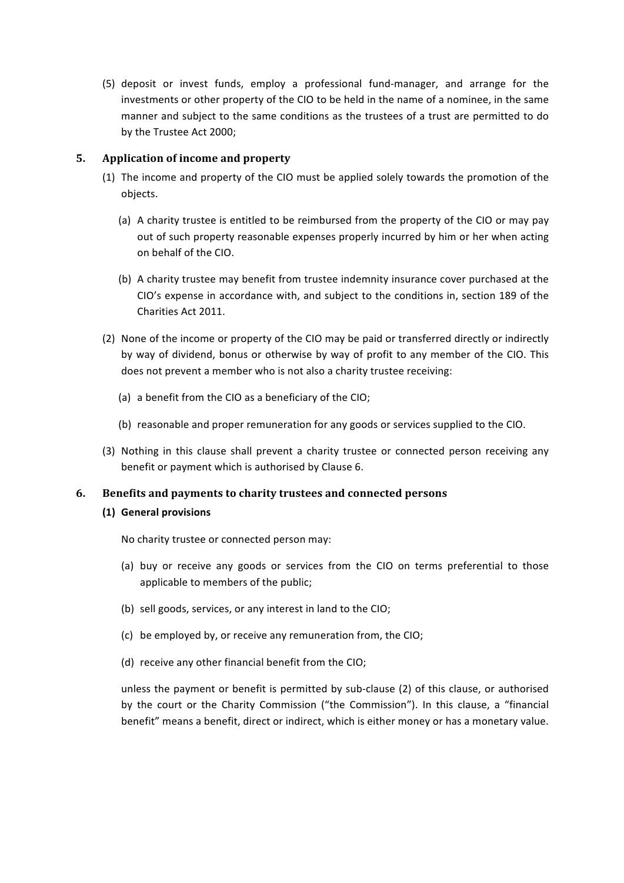(5) deposit or invest funds, employ a professional fund-manager, and arrange for the investments or other property of the CIO to be held in the name of a nominee, in the same manner and subject to the same conditions as the trustees of a trust are permitted to do by the Trustee Act 2000;

## 5. Application of income and property

(1) The income and property of the CIO must be applied solely towards the promotion of the objects.

(a) A charity trustee is entitled to be reimbursed from the property of the CIO or may pay out of such property reasonable expenses properly incurred by him or her when acting on behalf of the CIO.

(b) A charity trustee may benefit from trustee indemnity insurance cover purchased at the CIO's expense in accordance with, and subject to the conditions in, section 189 of the Charities Act 2011.

(2) None of the income or property of the CIO may be paid or transferred directly or indirectly by way of dividend, bonus or otherwise by way of profit to any member of the CIO. This does not prevent a member who is not also a charity trustee receiving:

(a) a benefit from the CIO as a beneficiary of the CIO;

(b) reasonable and proper remuneration for any goods or services supplied to the CIO.

(3) Nothing in this clause shall prevent a charity trustee or connected person receiving any benefit or payment which is authorised by Clause 6.

## 6. Benefits and payments to charity trustees and connected persons

**(1) General provisions**

No charity trustee or connected person may:

(a) buy or receive any goods or services from the CIO on terms preferential to those applicable to members of the public;

(b) sell goods, services, or any interest in land to the CIO;

(c) be employed by, or receive any remuneration from, the CIO;

(d) receive any other financial benefit from the CIO;

unless the payment or benefit is permitted by sub-clause (2) of this clause, or authorised by the court or the Charity Commission ("the Commission"). In this clause, a "financial benefit" means a benefit, direct or indirect, which is either money or has a monetary value.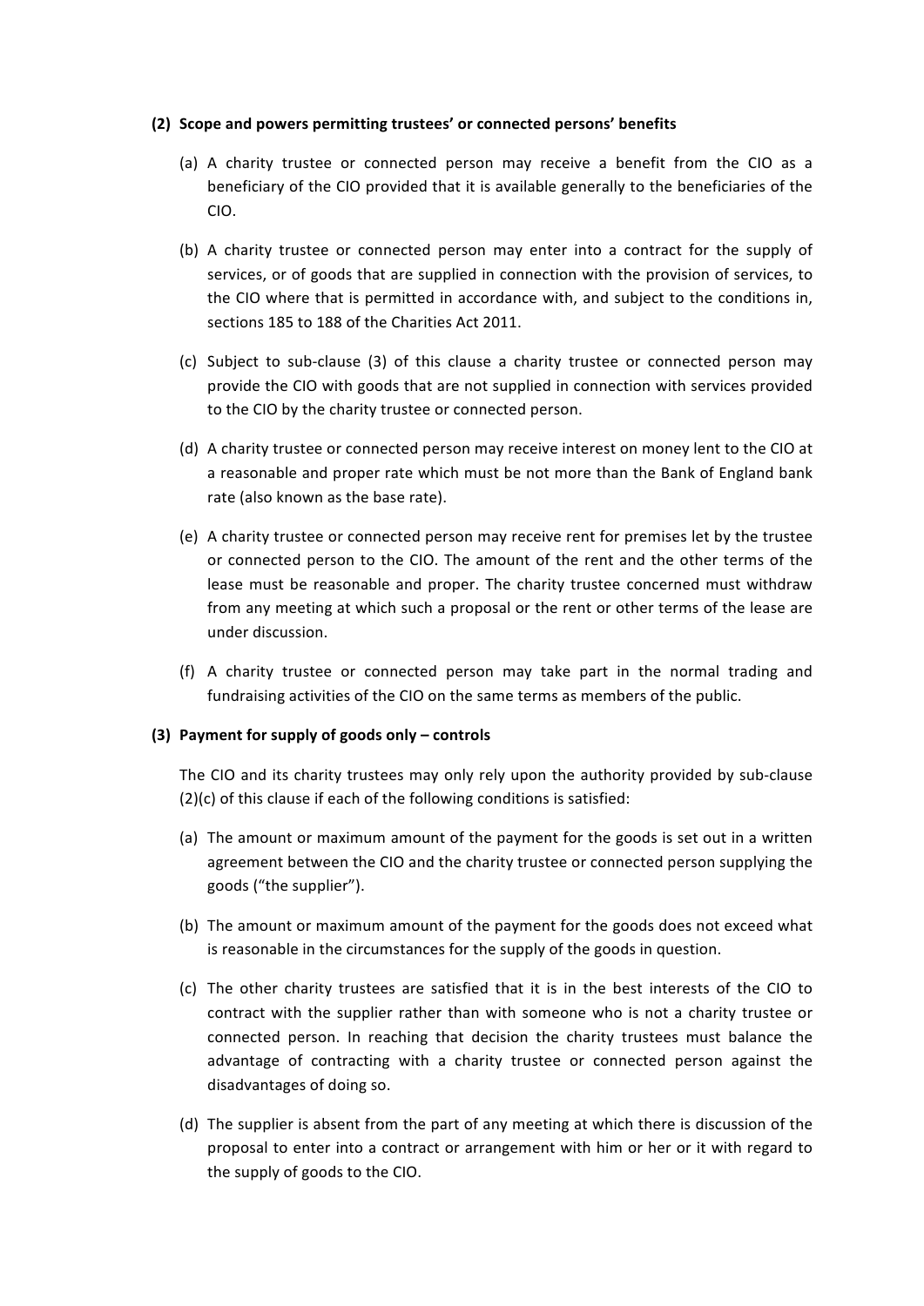**(2) Scope and powers permitting trustees' or connected persons' benefits**

(a) A charity trustee or connected person may receive a benefit from the CIO as a beneficiary of the CIO provided that it is available generally to the beneficiaries of the CIO.

(b) A charity trustee or connected person may enter into a contract for the supply of services, or of goods that are supplied in connection with the provision of services, to the CIO where that is permitted in accordance with, and subject to the conditions in, sections 185 to 188 of the Charities Act 2011.

(c) Subject to sub-clause (3) of this clause a charity trustee or connected person may provide the CIO with goods that are not supplied in connection with services provided to the CIO by the charity trustee or connected person.

(d) A charity trustee or connected person may receive interest on money lent to the CIO at a reasonable and proper rate which must be not more than the Bank of England bank rate (also known as the base rate).

(e) A charity trustee or connected person may receive rent for premises let by the trustee or connected person to the CIO. The amount of the rent and the other terms of the lease must be reasonable and proper. The charity trustee concerned must withdraw from any meeting at which such a proposal or the rent or other terms of the lease are under discussion.

(f) A charity trustee or connected person may take part in the normal trading and fundraising activities of the CIO on the same terms as members of the public.

**(3) Payment for supply of goods only – controls**

The CIO and its charity trustees may only rely upon the authority provided by sub-clause (2)(c) of this clause if each of the following conditions is satisfied:

(a) The amount or maximum amount of the payment for the goods is set out in a written agreement between the CIO and the charity trustee or connected person supplying the goods ("the supplier").

(b) The amount or maximum amount of the payment for the goods does not exceed what is reasonable in the circumstances for the supply of the goods in question.

(c) The other charity trustees are satisfied that it is in the best interests of the CIO to contract with the supplier rather than with someone who is not a charity trustee or connected person. In reaching that decision the charity trustees must balance the advantage of contracting with a charity trustee or connected person against the disadvantages of doing so.

(d) The supplier is absent from the part of any meeting at which there is discussion of the proposal to enter into a contract or arrangement with him or her or it with regard to the supply of goods to the CIO.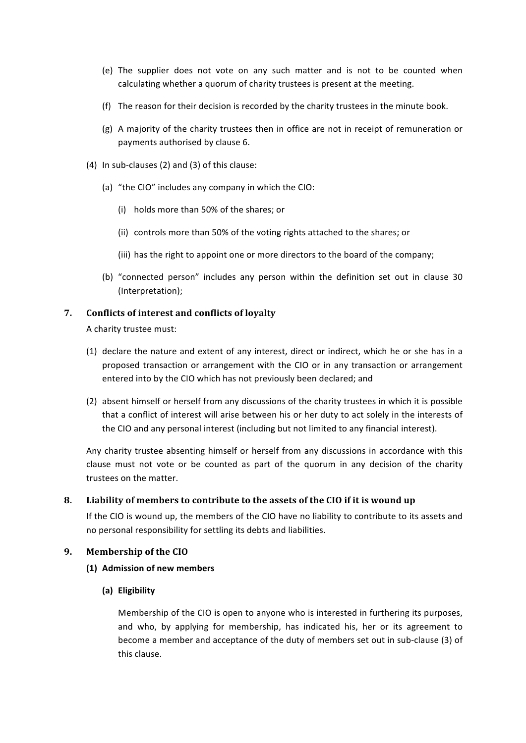(e) The supplier does not vote on any such matter and is not to be counted when calculating whether a quorum of charity trustees is present at the meeting.

(f) The reason for their decision is recorded by the charity trustees in the minute book.

(g) A majority of the charity trustees then in office are not in receipt of remuneration or payments authorised by clause 6.

(4) In sub-clauses (2) and (3) of this clause:

(a) "the CIO" includes any company in which the CIO:

(i) holds more than 50% of the shares; or

(ii) controls more than 50% of the voting rights attached to the shares; or

(iii) has the right to appoint one or more directors to the board of the company;

(b) "connected person" includes any person within the definition set out in clause 30 (Interpretation);

## 7. Conflicts of interest and conflicts of loyalty

A charity trustee must:

(1) declare the nature and extent of any interest, direct or indirect, which he or she has in a proposed transaction or arrangement with the CIO or in any transaction or arrangement entered into by the CIO which has not previously been declared; and

(2) absent himself or herself from any discussions of the charity trustees in which it is possible that a conflict of interest will arise between his or her duty to act solely in the interests of the CIO and any personal interest (including but not limited to any financial interest).

Any charity trustee absenting himself or herself from any discussions in accordance with this clause must not vote or be counted as part of the quorum in any decision of the charity trustees on the matter.

## 8. Liability of members to contribute to the assets of the CIO if it is wound up

If the CIO is wound up, the members of the CIO have no liability to contribute to its assets and no personal responsibility for settling its debts and liabilities.

## 9. Membership of the CIO

### (1) Admission of new members

#### (a) Eligibility

Membership of the CIO is open to anyone who is interested in furthering its purposes, and who, by applying for membership, has indicated his, her or its agreement to become a member and acceptance of the duty of members set out in sub-clause (3) of this clause.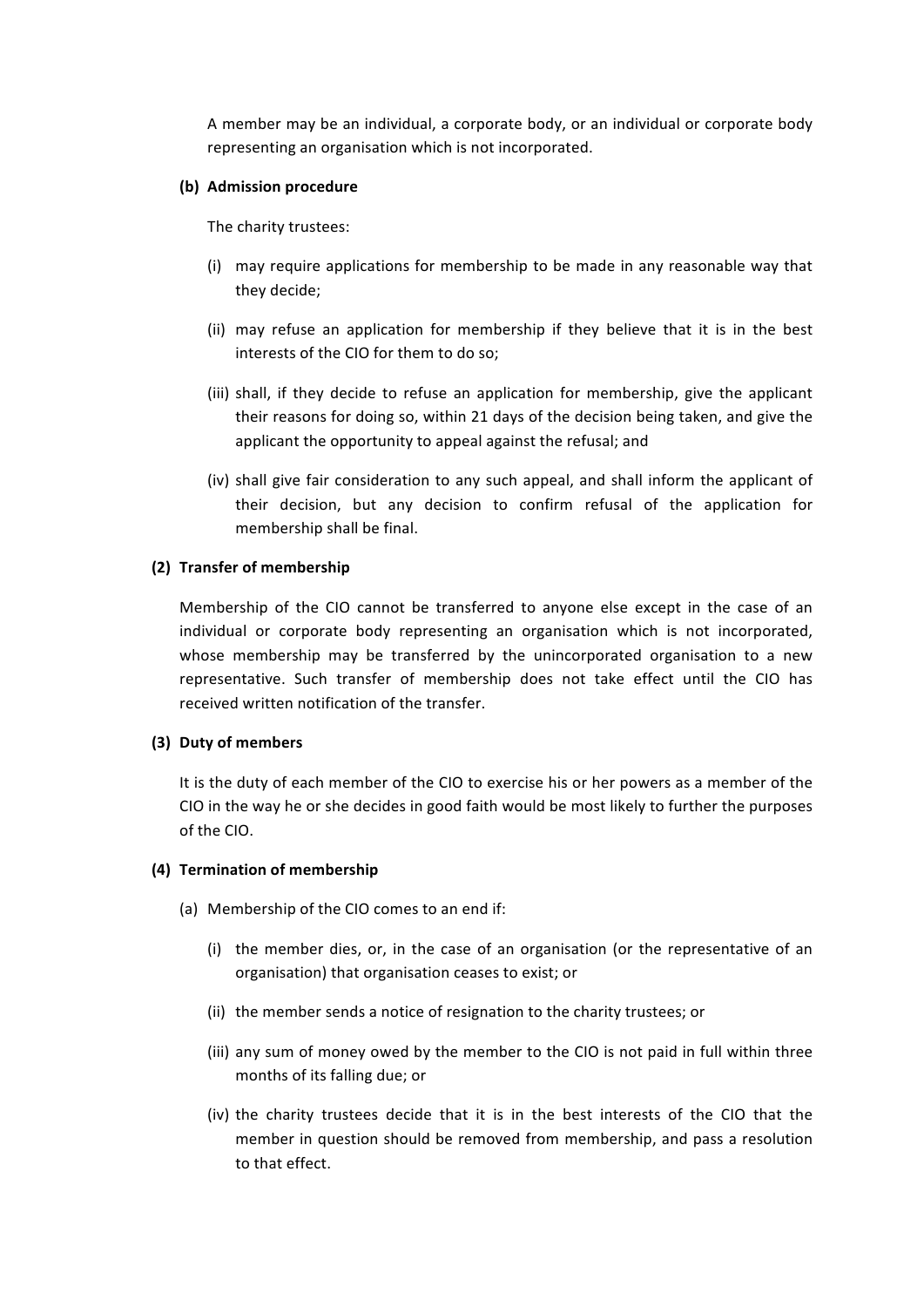A member may be an individual, a corporate body, or an individual or corporate body representing an organisation which is not incorporated.

**(b) Admission procedure**

The charity trustees:

(i) may require applications for membership to be made in any reasonable way that they decide;

(ii) may refuse an application for membership if they believe that it is in the best interests of the CIO for them to do so;

(iii) shall, if they decide to refuse an application for membership, give the applicant their reasons for doing so, within 21 days of the decision being taken, and give the applicant the opportunity to appeal against the refusal; and

(iv) shall give fair consideration to any such appeal, and shall inform the applicant of their decision, but any decision to confirm refusal of the application for membership shall be final.

**(2) Transfer of membership**

Membership of the CIO cannot be transferred to anyone else except in the case of an individual or corporate body representing an organisation which is not incorporated, whose membership may be transferred by the unincorporated organisation to a new representative. Such transfer of membership does not take effect until the CIO has received written notification of the transfer.

**(3) Duty of members**

It is the duty of each member of the CIO to exercise his or her powers as a member of the CIO in the way he or she decides in good faith would be most likely to further the purposes of the CIO.

**(4) Termination of membership**

(a) Membership of the CIO comes to an end if:

(i) the member dies, or, in the case of an organisation (or the representative of an organisation) that organisation ceases to exist; or

(ii) the member sends a notice of resignation to the charity trustees; or

(iii) any sum of money owed by the member to the CIO is not paid in full within three months of its falling due; or

(iv) the charity trustees decide that it is in the best interests of the CIO that the member in question should be removed from membership, and pass a resolution to that effect.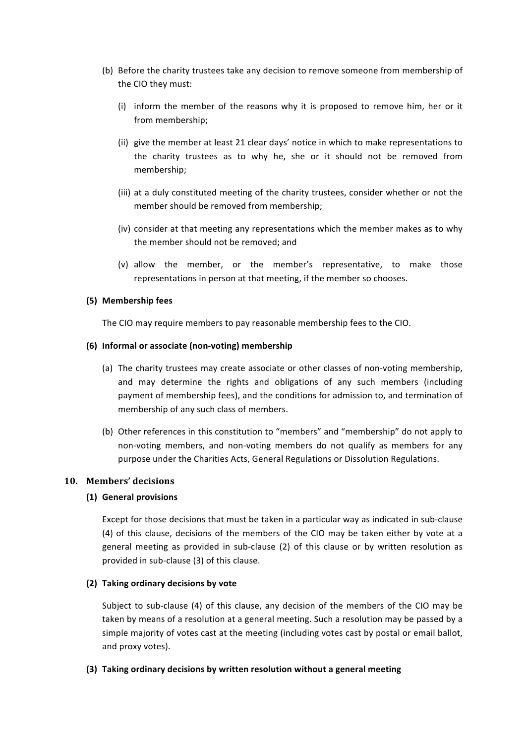(b) Before the charity trustees take any decision to remove someone from membership of the CIO they must:

(i) inform the member of the reasons why it is proposed to remove him, her or it from membership;

(ii) give the member at least 21 clear days' notice in which to make representations to the charity trustees as to why he, she or it should not be removed from membership;

(iii) at a duly constituted meeting of the charity trustees, consider whether or not the member should be removed from membership;

(iv) consider at that meeting any representations which the member makes as to why the member should not be removed; and

(v) allow the member, or the member's representative, to make those representations in person at that meeting, if the member so chooses.

**(5) Membership fees**

The CIO may require members to pay reasonable membership fees to the CIO.

**(6) Informal or associate (non-voting) membership**

(a) The charity trustees may create associate or other classes of non-voting membership, and may determine the rights and obligations of any such members (including payment of membership fees), and the conditions for admission to, and termination of membership of any such class of members.

(b) Other references in this constitution to "members" and "membership" do not apply to non-voting members, and non-voting members do not qualify as members for any purpose under the Charities Acts, General Regulations or Dissolution Regulations.

## 10. Members' decisions

**(1) General provisions**

Except for those decisions that must be taken in a particular way as indicated in sub-clause (4) of this clause, decisions of the members of the CIO may be taken either by vote at a general meeting as provided in sub-clause (2) of this clause or by written resolution as provided in sub-clause (3) of this clause.

**(2) Taking ordinary decisions by vote**

Subject to sub-clause (4) of this clause, any decision of the members of the CIO may be taken by means of a resolution at a general meeting. Such a resolution may be passed by a simple majority of votes cast at the meeting (including votes cast by postal or email ballot, and proxy votes).

**(3) Taking ordinary decisions by written resolution without a general meeting**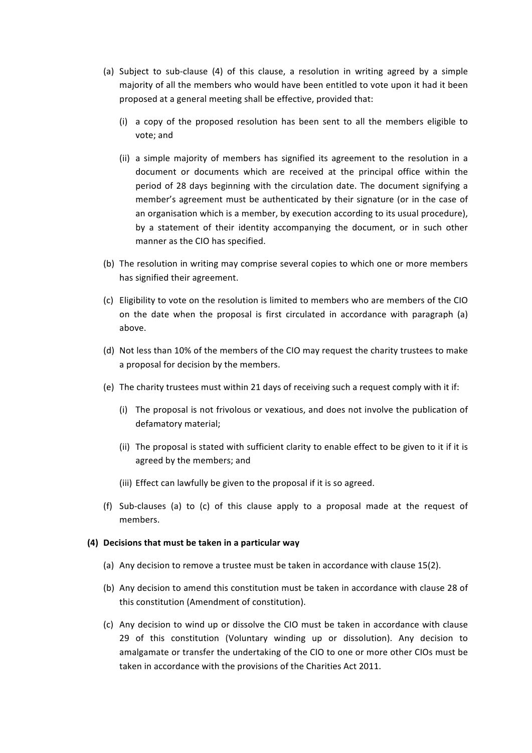(a) Subject to sub-clause (4) of this clause, a resolution in writing agreed by a simple majority of all the members who would have been entitled to vote upon it had it been proposed at a general meeting shall be effective, provided that:

   (i) a copy of the proposed resolution has been sent to all the members eligible to vote; and

   (ii) a simple majority of members has signified its agreement to the resolution in a document or documents which are received at the principal office within the period of 28 days beginning with the circulation date. The document signifying a member's agreement must be authenticated by their signature (or in the case of an organisation which is a member, by execution according to its usual procedure), by a statement of their identity accompanying the document, or in such other manner as the CIO has specified.

(b) The resolution in writing may comprise several copies to which one or more members has signified their agreement.

(c) Eligibility to vote on the resolution is limited to members who are members of the CIO on the date when the proposal is first circulated in accordance with paragraph (a) above.

(d) Not less than 10% of the members of the CIO may request the charity trustees to make a proposal for decision by the members.

(e) The charity trustees must within 21 days of receiving such a request comply with it if:

   (i) The proposal is not frivolous or vexatious, and does not involve the publication of defamatory material;

   (ii) The proposal is stated with sufficient clarity to enable effect to be given to it if it is agreed by the members; and

   (iii) Effect can lawfully be given to the proposal if it is so agreed.

(f) Sub-clauses (a) to (c) of this clause apply to a proposal made at the request of members.

**(4) Decisions that must be taken in a particular way**

(a) Any decision to remove a trustee must be taken in accordance with clause 15(2).

(b) Any decision to amend this constitution must be taken in accordance with clause 28 of this constitution (Amendment of constitution).

(c) Any decision to wind up or dissolve the CIO must be taken in accordance with clause 29 of this constitution (Voluntary winding up or dissolution). Any decision to amalgamate or transfer the undertaking of the CIO to one or more other CIOs must be taken in accordance with the provisions of the Charities Act 2011.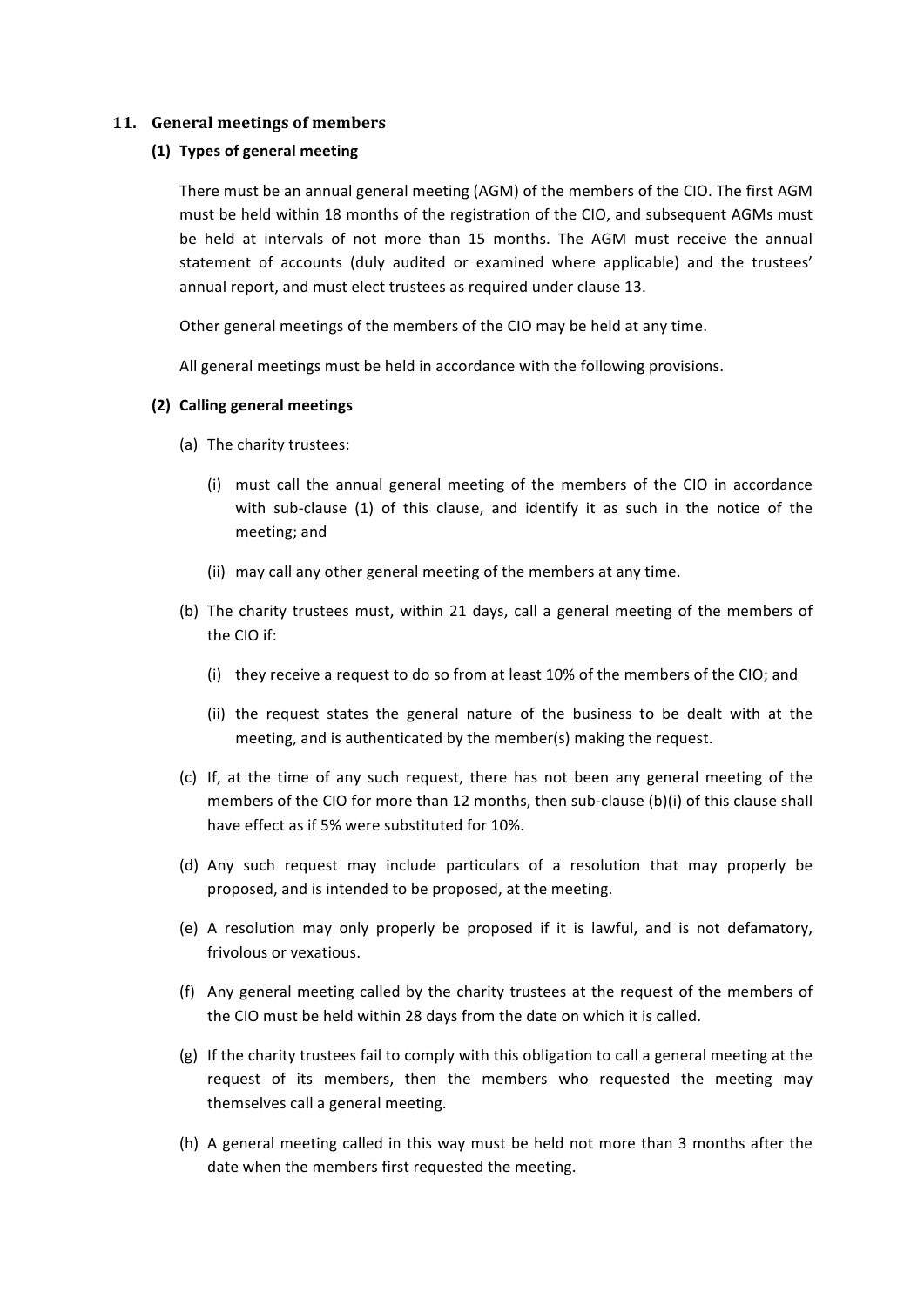## 11. General meetings of members

### (1) Types of general meeting

There must be an annual general meeting (AGM) of the members of the CIO. The first AGM must be held within 18 months of the registration of the CIO, and subsequent AGMs must be held at intervals of not more than 15 months. The AGM must receive the annual statement of accounts (duly audited or examined where applicable) and the trustees' annual report, and must elect trustees as required under clause 13.

Other general meetings of the members of the CIO may be held at any time.

All general meetings must be held in accordance with the following provisions.

### (2) Calling general meetings

(a) The charity trustees:

  (i) must call the annual general meeting of the members of the CIO in accordance with sub-clause (1) of this clause, and identify it as such in the notice of the meeting; and

  (ii) may call any other general meeting of the members at any time.

(b) The charity trustees must, within 21 days, call a general meeting of the members of the CIO if:

  (i) they receive a request to do so from at least 10% of the members of the CIO; and

  (ii) the request states the general nature of the business to be dealt with at the meeting, and is authenticated by the member(s) making the request.

(c) If, at the time of any such request, there has not been any general meeting of the members of the CIO for more than 12 months, then sub-clause (b)(i) of this clause shall have effect as if 5% were substituted for 10%.

(d) Any such request may include particulars of a resolution that may properly be proposed, and is intended to be proposed, at the meeting.

(e) A resolution may only properly be proposed if it is lawful, and is not defamatory, frivolous or vexatious.

(f) Any general meeting called by the charity trustees at the request of the members of the CIO must be held within 28 days from the date on which it is called.

(g) If the charity trustees fail to comply with this obligation to call a general meeting at the request of its members, then the members who requested the meeting may themselves call a general meeting.

(h) A general meeting called in this way must be held not more than 3 months after the date when the members first requested the meeting.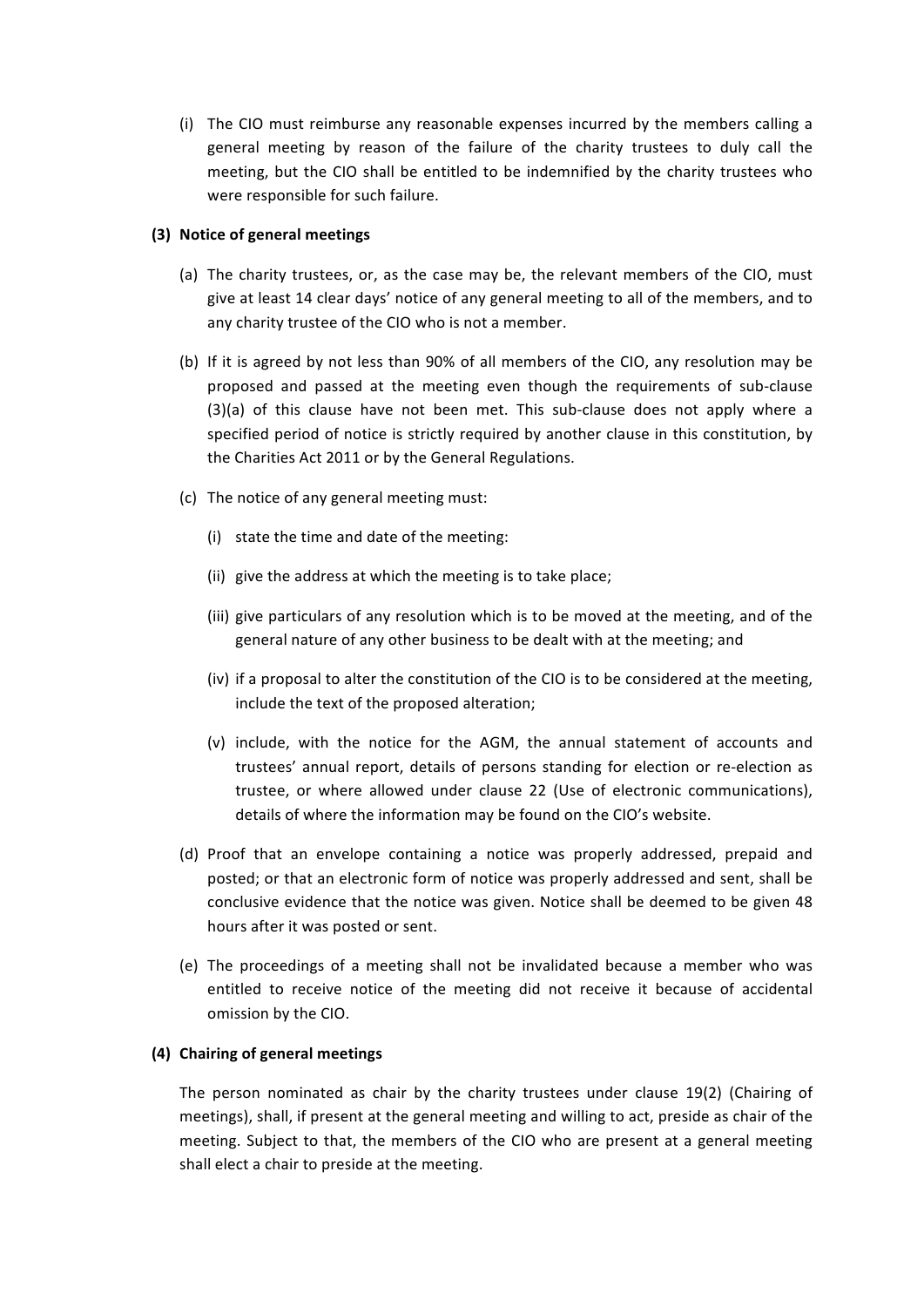(i) The CIO must reimburse any reasonable expenses incurred by the members calling a general meeting by reason of the failure of the charity trustees to duly call the meeting, but the CIO shall be entitled to be indemnified by the charity trustees who were responsible for such failure.

**(3) Notice of general meetings**

(a) The charity trustees, or, as the case may be, the relevant members of the CIO, must give at least 14 clear days' notice of any general meeting to all of the members, and to any charity trustee of the CIO who is not a member.

(b) If it is agreed by not less than 90% of all members of the CIO, any resolution may be proposed and passed at the meeting even though the requirements of sub-clause (3)(a) of this clause have not been met. This sub-clause does not apply where a specified period of notice is strictly required by another clause in this constitution, by the Charities Act 2011 or by the General Regulations.

(c) The notice of any general meeting must:

(i) state the time and date of the meeting:

(ii) give the address at which the meeting is to take place;

(iii) give particulars of any resolution which is to be moved at the meeting, and of the general nature of any other business to be dealt with at the meeting; and

(iv) if a proposal to alter the constitution of the CIO is to be considered at the meeting, include the text of the proposed alteration;

(v) include, with the notice for the AGM, the annual statement of accounts and trustees' annual report, details of persons standing for election or re-election as trustee, or where allowed under clause 22 (Use of electronic communications), details of where the information may be found on the CIO's website.

(d) Proof that an envelope containing a notice was properly addressed, prepaid and posted; or that an electronic form of notice was properly addressed and sent, shall be conclusive evidence that the notice was given. Notice shall be deemed to be given 48 hours after it was posted or sent.

(e) The proceedings of a meeting shall not be invalidated because a member who was entitled to receive notice of the meeting did not receive it because of accidental omission by the CIO.

**(4) Chairing of general meetings**

The person nominated as chair by the charity trustees under clause 19(2) (Chairing of meetings), shall, if present at the general meeting and willing to act, preside as chair of the meeting. Subject to that, the members of the CIO who are present at a general meeting shall elect a chair to preside at the meeting.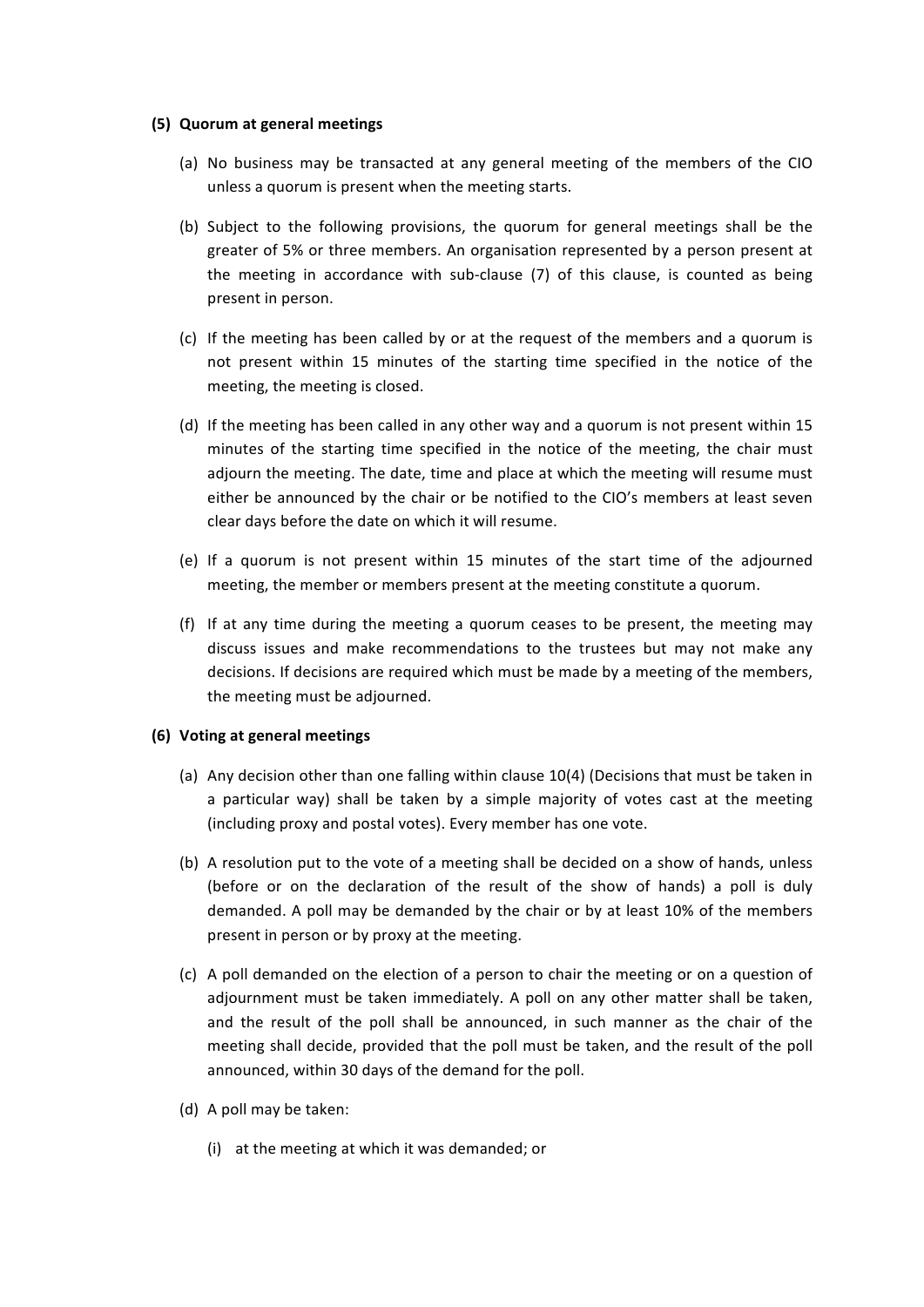**(5) Quorum at general meetings**

(a) No business may be transacted at any general meeting of the members of the CIO unless a quorum is present when the meeting starts.

(b) Subject to the following provisions, the quorum for general meetings shall be the greater of 5% or three members. An organisation represented by a person present at the meeting in accordance with sub-clause (7) of this clause, is counted as being present in person.

(c) If the meeting has been called by or at the request of the members and a quorum is not present within 15 minutes of the starting time specified in the notice of the meeting, the meeting is closed.

(d) If the meeting has been called in any other way and a quorum is not present within 15 minutes of the starting time specified in the notice of the meeting, the chair must adjourn the meeting. The date, time and place at which the meeting will resume must either be announced by the chair or be notified to the CIO's members at least seven clear days before the date on which it will resume.

(e) If a quorum is not present within 15 minutes of the start time of the adjourned meeting, the member or members present at the meeting constitute a quorum.

(f) If at any time during the meeting a quorum ceases to be present, the meeting may discuss issues and make recommendations to the trustees but may not make any decisions. If decisions are required which must be made by a meeting of the members, the meeting must be adjourned.

**(6) Voting at general meetings**

(a) Any decision other than one falling within clause 10(4) (Decisions that must be taken in a particular way) shall be taken by a simple majority of votes cast at the meeting (including proxy and postal votes). Every member has one vote.

(b) A resolution put to the vote of a meeting shall be decided on a show of hands, unless (before or on the declaration of the result of the show of hands) a poll is duly demanded. A poll may be demanded by the chair or by at least 10% of the members present in person or by proxy at the meeting.

(c) A poll demanded on the election of a person to chair the meeting or on a question of adjournment must be taken immediately. A poll on any other matter shall be taken, and the result of the poll shall be announced, in such manner as the chair of the meeting shall decide, provided that the poll must be taken, and the result of the poll announced, within 30 days of the demand for the poll.

(d) A poll may be taken:

(i) at the meeting at which it was demanded; or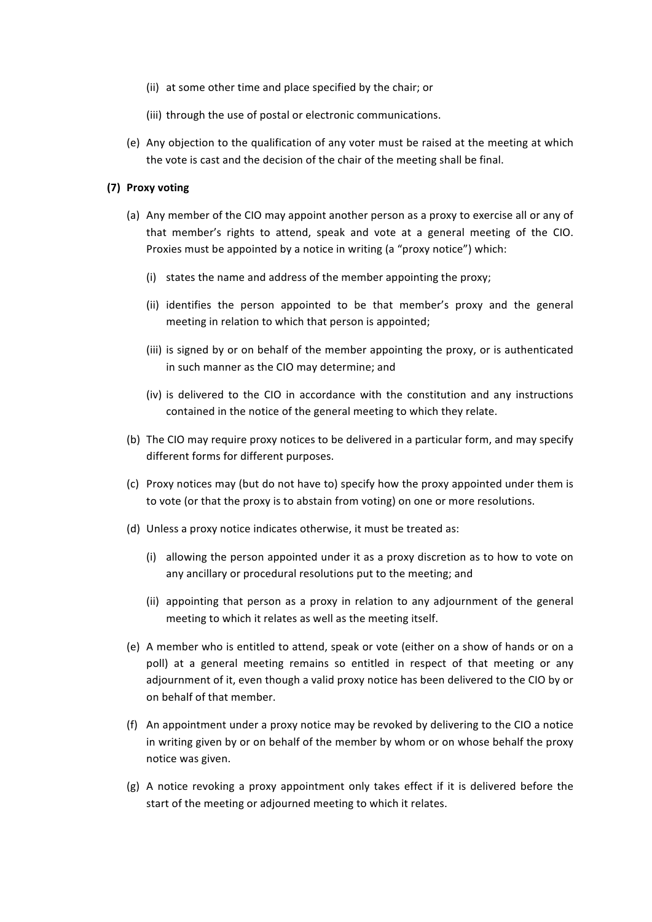(ii) at some other time and place specified by the chair; or

(iii) through the use of postal or electronic communications.

(e) Any objection to the qualification of any voter must be raised at the meeting at which the vote is cast and the decision of the chair of the meeting shall be final.

**(7) Proxy voting**

(a) Any member of the CIO may appoint another person as a proxy to exercise all or any of that member's rights to attend, speak and vote at a general meeting of the CIO. Proxies must be appointed by a notice in writing (a "proxy notice") which:

(i) states the name and address of the member appointing the proxy;

(ii) identifies the person appointed to be that member's proxy and the general meeting in relation to which that person is appointed;

(iii) is signed by or on behalf of the member appointing the proxy, or is authenticated in such manner as the CIO may determine; and

(iv) is delivered to the CIO in accordance with the constitution and any instructions contained in the notice of the general meeting to which they relate.

(b) The CIO may require proxy notices to be delivered in a particular form, and may specify different forms for different purposes.

(c) Proxy notices may (but do not have to) specify how the proxy appointed under them is to vote (or that the proxy is to abstain from voting) on one or more resolutions.

(d) Unless a proxy notice indicates otherwise, it must be treated as:

(i) allowing the person appointed under it as a proxy discretion as to how to vote on any ancillary or procedural resolutions put to the meeting; and

(ii) appointing that person as a proxy in relation to any adjournment of the general meeting to which it relates as well as the meeting itself.

(e) A member who is entitled to attend, speak or vote (either on a show of hands or on a poll) at a general meeting remains so entitled in respect of that meeting or any adjournment of it, even though a valid proxy notice has been delivered to the CIO by or on behalf of that member.

(f) An appointment under a proxy notice may be revoked by delivering to the CIO a notice in writing given by or on behalf of the member by whom or on whose behalf the proxy notice was given.

(g) A notice revoking a proxy appointment only takes effect if it is delivered before the start of the meeting or adjourned meeting to which it relates.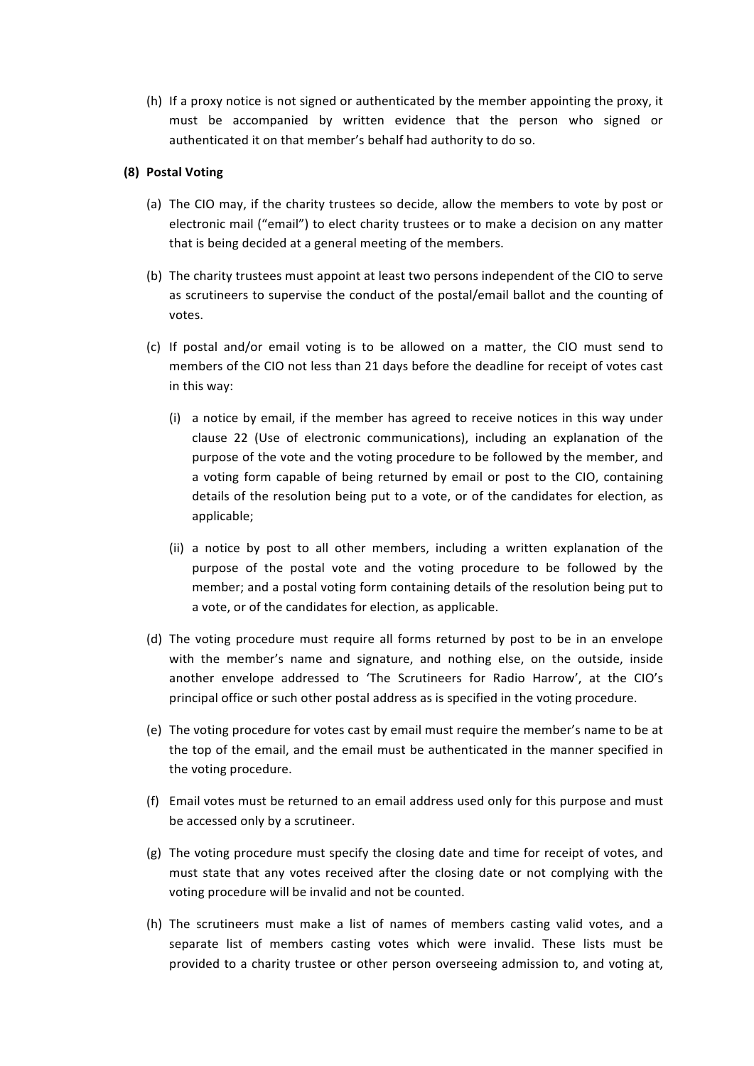(h) If a proxy notice is not signed or authenticated by the member appointing the proxy, it must be accompanied by written evidence that the person who signed or authenticated it on that member's behalf had authority to do so.

**(8) Postal Voting**

(a) The CIO may, if the charity trustees so decide, allow the members to vote by post or electronic mail ("email") to elect charity trustees or to make a decision on any matter that is being decided at a general meeting of the members.

(b) The charity trustees must appoint at least two persons independent of the CIO to serve as scrutineers to supervise the conduct of the postal/email ballot and the counting of votes.

(c) If postal and/or email voting is to be allowed on a matter, the CIO must send to members of the CIO not less than 21 days before the deadline for receipt of votes cast in this way:

  (i) a notice by email, if the member has agreed to receive notices in this way under clause 22 (Use of electronic communications), including an explanation of the purpose of the vote and the voting procedure to be followed by the member, and a voting form capable of being returned by email or post to the CIO, containing details of the resolution being put to a vote, or of the candidates for election, as applicable;

  (ii) a notice by post to all other members, including a written explanation of the purpose of the postal vote and the voting procedure to be followed by the member; and a postal voting form containing details of the resolution being put to a vote, or of the candidates for election, as applicable.

(d) The voting procedure must require all forms returned by post to be in an envelope with the member's name and signature, and nothing else, on the outside, inside another envelope addressed to 'The Scrutineers for Radio Harrow', at the CIO's principal office or such other postal address as is specified in the voting procedure.

(e) The voting procedure for votes cast by email must require the member's name to be at the top of the email, and the email must be authenticated in the manner specified in the voting procedure.

(f) Email votes must be returned to an email address used only for this purpose and must be accessed only by a scrutineer.

(g) The voting procedure must specify the closing date and time for receipt of votes, and must state that any votes received after the closing date or not complying with the voting procedure will be invalid and not be counted.

(h) The scrutineers must make a list of names of members casting valid votes, and a separate list of members casting votes which were invalid. These lists must be provided to a charity trustee or other person overseeing admission to, and voting at,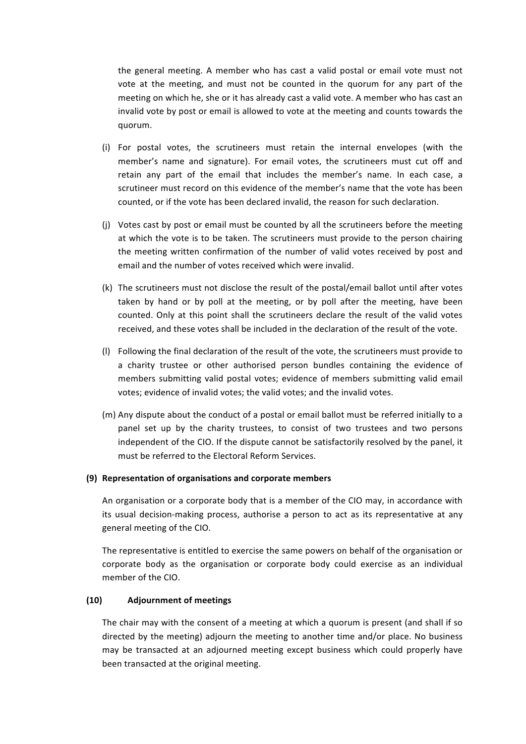the general meeting. A member who has cast a valid postal or email vote must not vote at the meeting, and must not be counted in the quorum for any part of the meeting on which he, she or it has already cast a valid vote. A member who has cast an invalid vote by post or email is allowed to vote at the meeting and counts towards the quorum.

(i) For postal votes, the scrutineers must retain the internal envelopes (with the member's name and signature). For email votes, the scrutineers must cut off and retain any part of the email that includes the member's name. In each case, a scrutineer must record on this evidence of the member's name that the vote has been counted, or if the vote has been declared invalid, the reason for such declaration.

(j) Votes cast by post or email must be counted by all the scrutineers before the meeting at which the vote is to be taken. The scrutineers must provide to the person chairing the meeting written confirmation of the number of valid votes received by post and email and the number of votes received which were invalid.

(k) The scrutineers must not disclose the result of the postal/email ballot until after votes taken by hand or by poll at the meeting, or by poll after the meeting, have been counted. Only at this point shall the scrutineers declare the result of the valid votes received, and these votes shall be included in the declaration of the result of the vote.

(l) Following the final declaration of the result of the vote, the scrutineers must provide to a charity trustee or other authorised person bundles containing the evidence of members submitting valid postal votes; evidence of members submitting valid email votes; evidence of invalid votes; the valid votes; and the invalid votes.

(m) Any dispute about the conduct of a postal or email ballot must be referred initially to a panel set up by the charity trustees, to consist of two trustees and two persons independent of the CIO. If the dispute cannot be satisfactorily resolved by the panel, it must be referred to the Electoral Reform Services.

**(9) Representation of organisations and corporate members**

An organisation or a corporate body that is a member of the CIO may, in accordance with its usual decision-making process, authorise a person to act as its representative at any general meeting of the CIO.

The representative is entitled to exercise the same powers on behalf of the organisation or corporate body as the organisation or corporate body could exercise as an individual member of the CIO.

**(10) Adjournment of meetings**

The chair may with the consent of a meeting at which a quorum is present (and shall if so directed by the meeting) adjourn the meeting to another time and/or place. No business may be transacted at an adjourned meeting except business which could properly have been transacted at the original meeting.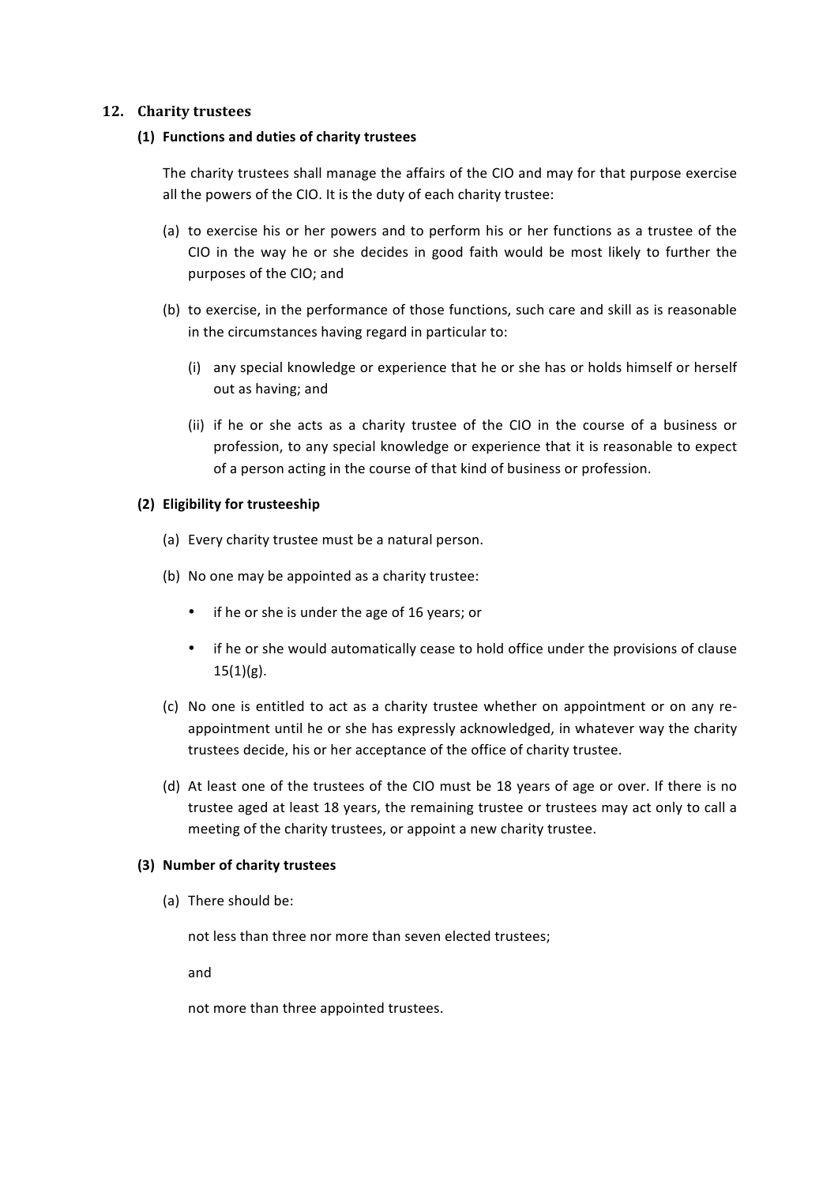## 12. Charity trustees

### (1) Functions and duties of charity trustees

The charity trustees shall manage the affairs of the CIO and may for that purpose exercise all the powers of the CIO. It is the duty of each charity trustee:

(a) to exercise his or her powers and to perform his or her functions as a trustee of the CIO in the way he or she decides in good faith would be most likely to further the purposes of the CIO; and

(b) to exercise, in the performance of those functions, such care and skill as is reasonable in the circumstances having regard in particular to:

  (i) any special knowledge or experience that he or she has or holds himself or herself out as having; and

  (ii) if he or she acts as a charity trustee of the CIO in the course of a business or profession, to any special knowledge or experience that it is reasonable to expect of a person acting in the course of that kind of business or profession.

### (2) Eligibility for trusteeship

(a) Every charity trustee must be a natural person.

(b) No one may be appointed as a charity trustee:

- if he or she is under the age of 16 years; or
- if he or she would automatically cease to hold office under the provisions of clause 15(1)(g).

(c) No one is entitled to act as a charity trustee whether on appointment or on any re-appointment until he or she has expressly acknowledged, in whatever way the charity trustees decide, his or her acceptance of the office of charity trustee.

(d) At least one of the trustees of the CIO must be 18 years of age or over. If there is no trustee aged at least 18 years, the remaining trustee or trustees may act only to call a meeting of the charity trustees, or appoint a new charity trustee.

### (3) Number of charity trustees

(a) There should be:

not less than three nor more than seven elected trustees;

and

not more than three appointed trustees.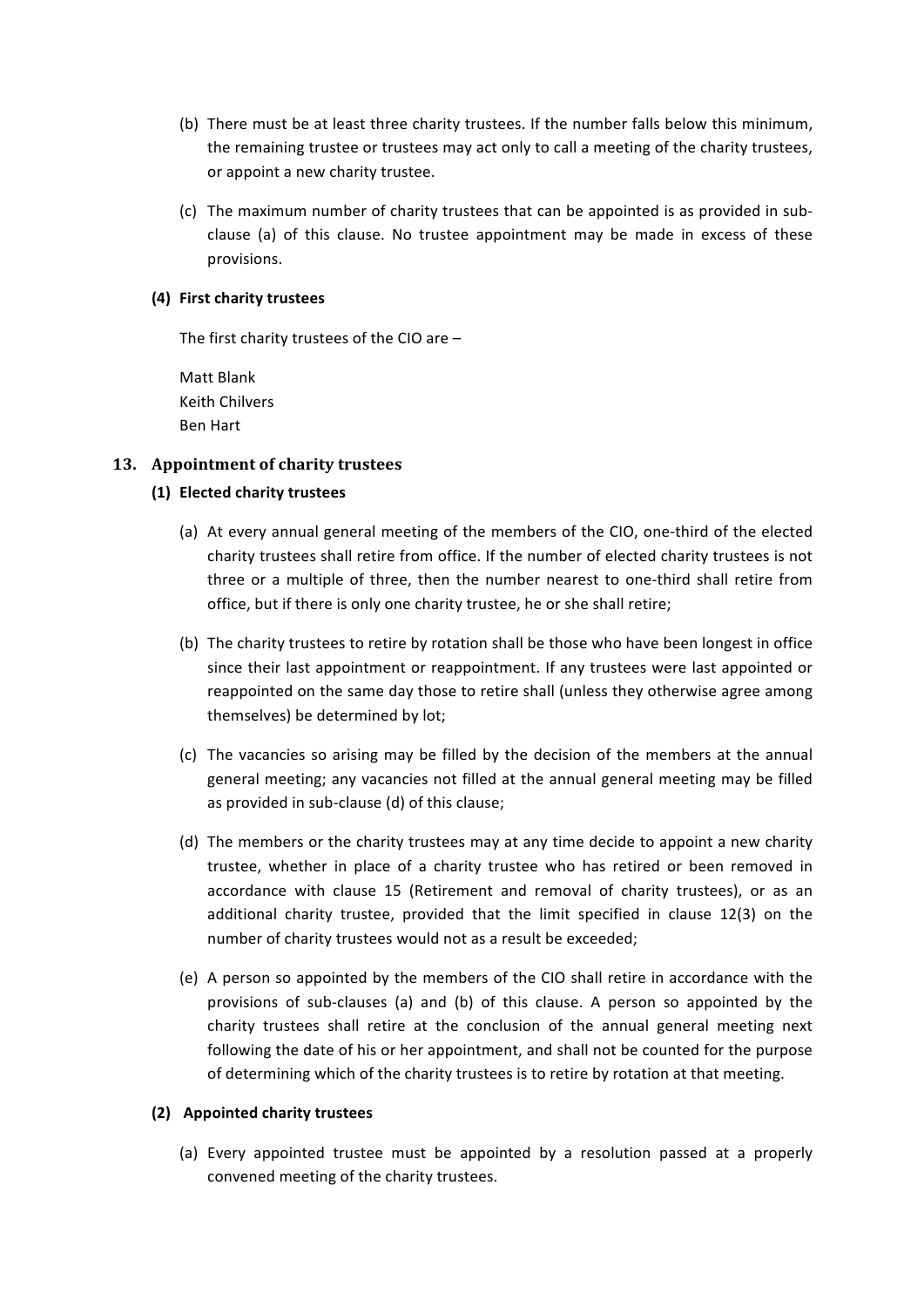(b) There must be at least three charity trustees. If the number falls below this minimum, the remaining trustee or trustees may act only to call a meeting of the charity trustees, or appoint a new charity trustee.

(c) The maximum number of charity trustees that can be appointed is as provided in sub-clause (a) of this clause. No trustee appointment may be made in excess of these provisions.

**(4) First charity trustees**

The first charity trustees of the CIO are –

Matt Blank
Keith Chilvers
Ben Hart

## 13. Appointment of charity trustees

**(1) Elected charity trustees**

(a) At every annual general meeting of the members of the CIO, one-third of the elected charity trustees shall retire from office. If the number of elected charity trustees is not three or a multiple of three, then the number nearest to one-third shall retire from office, but if there is only one charity trustee, he or she shall retire;

(b) The charity trustees to retire by rotation shall be those who have been longest in office since their last appointment or reappointment. If any trustees were last appointed or reappointed on the same day those to retire shall (unless they otherwise agree among themselves) be determined by lot;

(c) The vacancies so arising may be filled by the decision of the members at the annual general meeting; any vacancies not filled at the annual general meeting may be filled as provided in sub-clause (d) of this clause;

(d) The members or the charity trustees may at any time decide to appoint a new charity trustee, whether in place of a charity trustee who has retired or been removed in accordance with clause 15 (Retirement and removal of charity trustees), or as an additional charity trustee, provided that the limit specified in clause 12(3) on the number of charity trustees would not as a result be exceeded;

(e) A person so appointed by the members of the CIO shall retire in accordance with the provisions of sub-clauses (a) and (b) of this clause. A person so appointed by the charity trustees shall retire at the conclusion of the annual general meeting next following the date of his or her appointment, and shall not be counted for the purpose of determining which of the charity trustees is to retire by rotation at that meeting.

**(2) Appointed charity trustees**

(a) Every appointed trustee must be appointed by a resolution passed at a properly convened meeting of the charity trustees.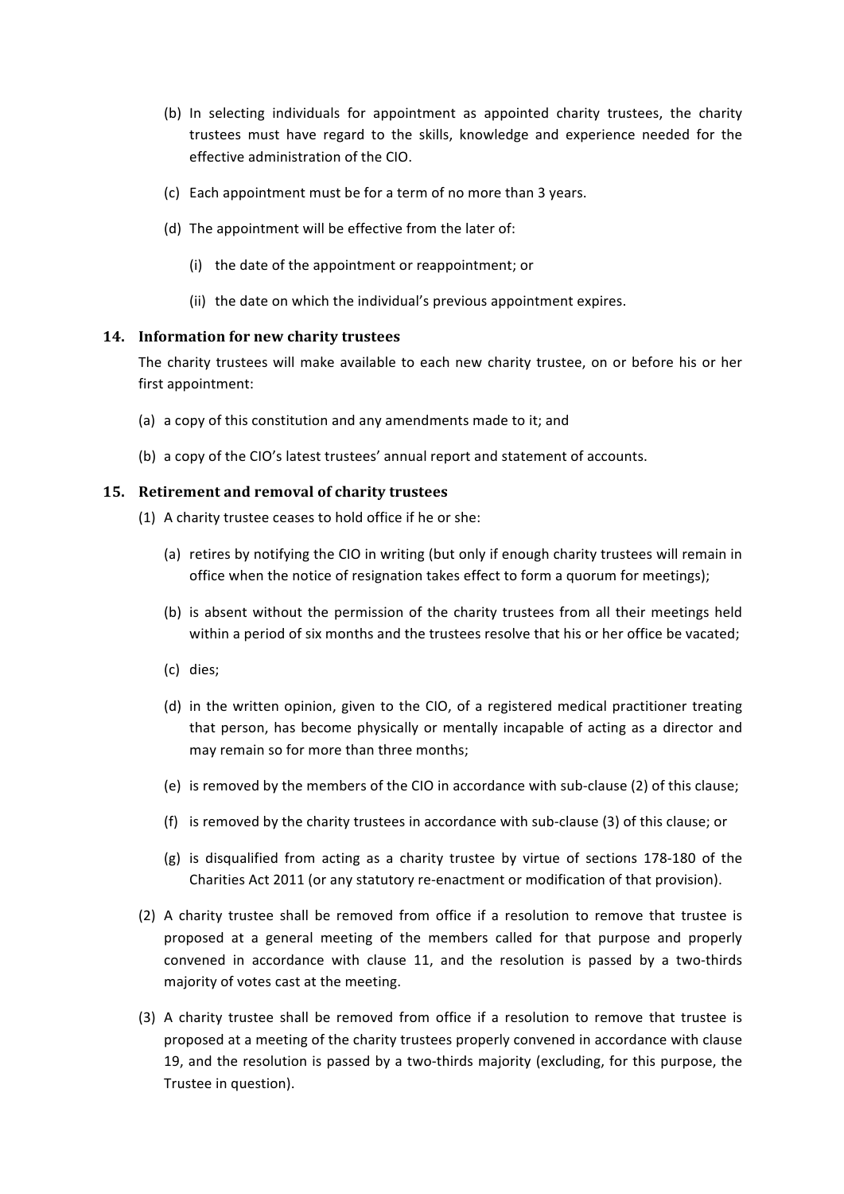(b) In selecting individuals for appointment as appointed charity trustees, the charity trustees must have regard to the skills, knowledge and experience needed for the effective administration of the CIO.

(c) Each appointment must be for a term of no more than 3 years.

(d) The appointment will be effective from the later of:

(i) the date of the appointment or reappointment; or

(ii) the date on which the individual's previous appointment expires.

## 14. Information for new charity trustees

The charity trustees will make available to each new charity trustee, on or before his or her first appointment:

(a) a copy of this constitution and any amendments made to it; and

(b) a copy of the CIO's latest trustees' annual report and statement of accounts.

## 15. Retirement and removal of charity trustees

(1) A charity trustee ceases to hold office if he or she:

(a) retires by notifying the CIO in writing (but only if enough charity trustees will remain in office when the notice of resignation takes effect to form a quorum for meetings);

(b) is absent without the permission of the charity trustees from all their meetings held within a period of six months and the trustees resolve that his or her office be vacated;

(c) dies;

(d) in the written opinion, given to the CIO, of a registered medical practitioner treating that person, has become physically or mentally incapable of acting as a director and may remain so for more than three months;

(e) is removed by the members of the CIO in accordance with sub-clause (2) of this clause;

(f) is removed by the charity trustees in accordance with sub-clause (3) of this clause; or

(g) is disqualified from acting as a charity trustee by virtue of sections 178-180 of the Charities Act 2011 (or any statutory re-enactment or modification of that provision).

(2) A charity trustee shall be removed from office if a resolution to remove that trustee is proposed at a general meeting of the members called for that purpose and properly convened in accordance with clause 11, and the resolution is passed by a two-thirds majority of votes cast at the meeting.

(3) A charity trustee shall be removed from office if a resolution to remove that trustee is proposed at a meeting of the charity trustees properly convened in accordance with clause 19, and the resolution is passed by a two-thirds majority (excluding, for this purpose, the Trustee in question).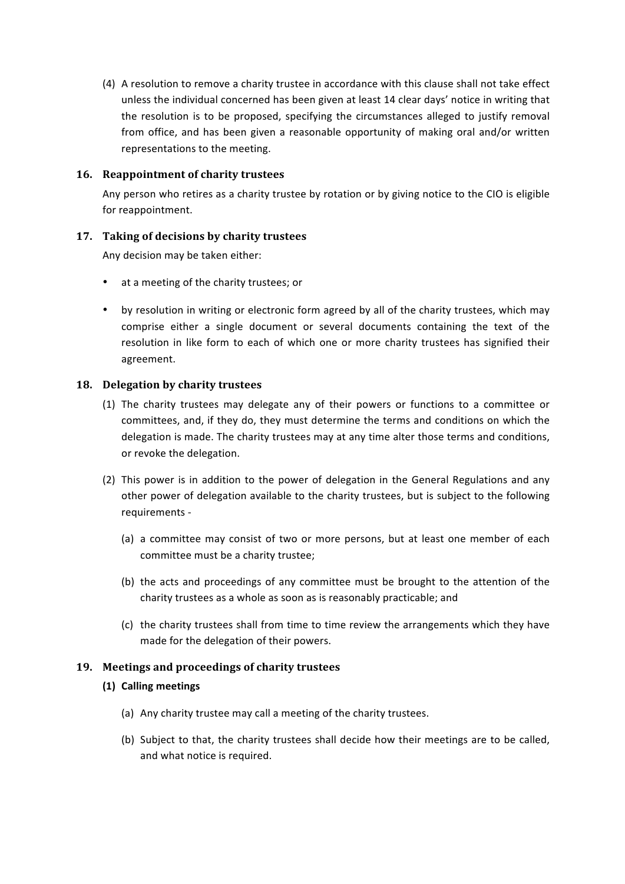(4) A resolution to remove a charity trustee in accordance with this clause shall not take effect unless the individual concerned has been given at least 14 clear days' notice in writing that the resolution is to be proposed, specifying the circumstances alleged to justify removal from office, and has been given a reasonable opportunity of making oral and/or written representations to the meeting.

### 16. Reappointment of charity trustees

Any person who retires as a charity trustee by rotation or by giving notice to the CIO is eligible for reappointment.

### 17. Taking of decisions by charity trustees

Any decision may be taken either:

- at a meeting of the charity trustees; or
- by resolution in writing or electronic form agreed by all of the charity trustees, which may comprise either a single document or several documents containing the text of the resolution in like form to each of which one or more charity trustees has signified their agreement.

### 18. Delegation by charity trustees

(1) The charity trustees may delegate any of their powers or functions to a committee or committees, and, if they do, they must determine the terms and conditions on which the delegation is made. The charity trustees may at any time alter those terms and conditions, or revoke the delegation.

(2) This power is in addition to the power of delegation in the General Regulations and any other power of delegation available to the charity trustees, but is subject to the following requirements -

(a) a committee may consist of two or more persons, but at least one member of each committee must be a charity trustee;

(b) the acts and proceedings of any committee must be brought to the attention of the charity trustees as a whole as soon as is reasonably practicable; and

(c) the charity trustees shall from time to time review the arrangements which they have made for the delegation of their powers.

### 19. Meetings and proceedings of charity trustees

**(1) Calling meetings**

(a) Any charity trustee may call a meeting of the charity trustees.

(b) Subject to that, the charity trustees shall decide how their meetings are to be called, and what notice is required.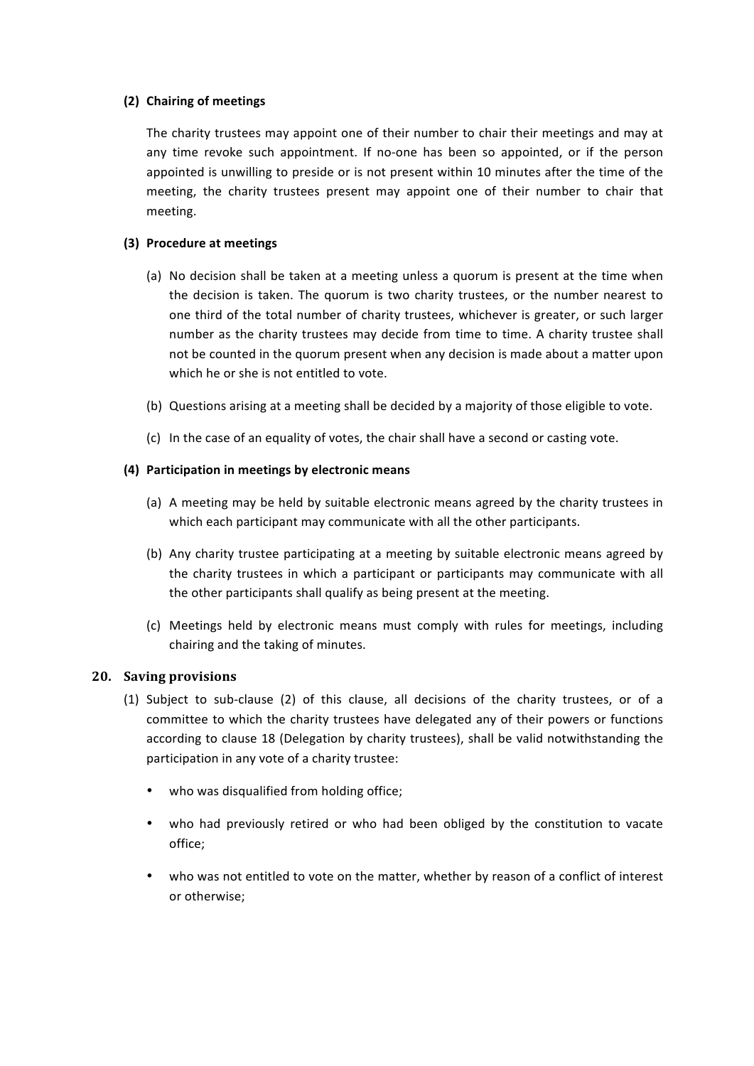**(2) Chairing of meetings**

The charity trustees may appoint one of their number to chair their meetings and may at any time revoke such appointment. If no-one has been so appointed, or if the person appointed is unwilling to preside or is not present within 10 minutes after the time of the meeting, the charity trustees present may appoint one of their number to chair that meeting.

**(3) Procedure at meetings**

(a) No decision shall be taken at a meeting unless a quorum is present at the time when the decision is taken. The quorum is two charity trustees, or the number nearest to one third of the total number of charity trustees, whichever is greater, or such larger number as the charity trustees may decide from time to time. A charity trustee shall not be counted in the quorum present when any decision is made about a matter upon which he or she is not entitled to vote.

(b) Questions arising at a meeting shall be decided by a majority of those eligible to vote.

(c) In the case of an equality of votes, the chair shall have a second or casting vote.

**(4) Participation in meetings by electronic means**

(a) A meeting may be held by suitable electronic means agreed by the charity trustees in which each participant may communicate with all the other participants.

(b) Any charity trustee participating at a meeting by suitable electronic means agreed by the charity trustees in which a participant or participants may communicate with all the other participants shall qualify as being present at the meeting.

(c) Meetings held by electronic means must comply with rules for meetings, including chairing and the taking of minutes.

## 20. Saving provisions

(1) Subject to sub-clause (2) of this clause, all decisions of the charity trustees, or of a committee to which the charity trustees have delegated any of their powers or functions according to clause 18 (Delegation by charity trustees), shall be valid notwithstanding the participation in any vote of a charity trustee:

- who was disqualified from holding office;
- who had previously retired or who had been obliged by the constitution to vacate office;
- who was not entitled to vote on the matter, whether by reason of a conflict of interest or otherwise;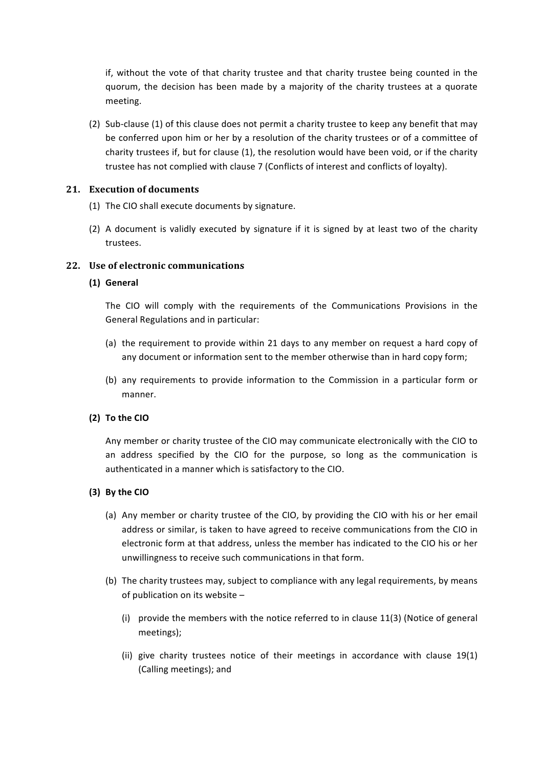if, without the vote of that charity trustee and that charity trustee being counted in the quorum, the decision has been made by a majority of the charity trustees at a quorate meeting.

(2) Sub-clause (1) of this clause does not permit a charity trustee to keep any benefit that may be conferred upon him or her by a resolution of the charity trustees or of a committee of charity trustees if, but for clause (1), the resolution would have been void, or if the charity trustee has not complied with clause 7 (Conflicts of interest and conflicts of loyalty).

## 21. Execution of documents

(1) The CIO shall execute documents by signature.

(2) A document is validly executed by signature if it is signed by at least two of the charity trustees.

## 22. Use of electronic communications

**(1) General**

The CIO will comply with the requirements of the Communications Provisions in the General Regulations and in particular:

(a) the requirement to provide within 21 days to any member on request a hard copy of any document or information sent to the member otherwise than in hard copy form;

(b) any requirements to provide information to the Commission in a particular form or manner.

**(2) To the CIO**

Any member or charity trustee of the CIO may communicate electronically with the CIO to an address specified by the CIO for the purpose, so long as the communication is authenticated in a manner which is satisfactory to the CIO.

**(3) By the CIO**

(a) Any member or charity trustee of the CIO, by providing the CIO with his or her email address or similar, is taken to have agreed to receive communications from the CIO in electronic form at that address, unless the member has indicated to the CIO his or her unwillingness to receive such communications in that form.

(b) The charity trustees may, subject to compliance with any legal requirements, by means of publication on its website –

(i) provide the members with the notice referred to in clause 11(3) (Notice of general meetings);

(ii) give charity trustees notice of their meetings in accordance with clause 19(1) (Calling meetings); and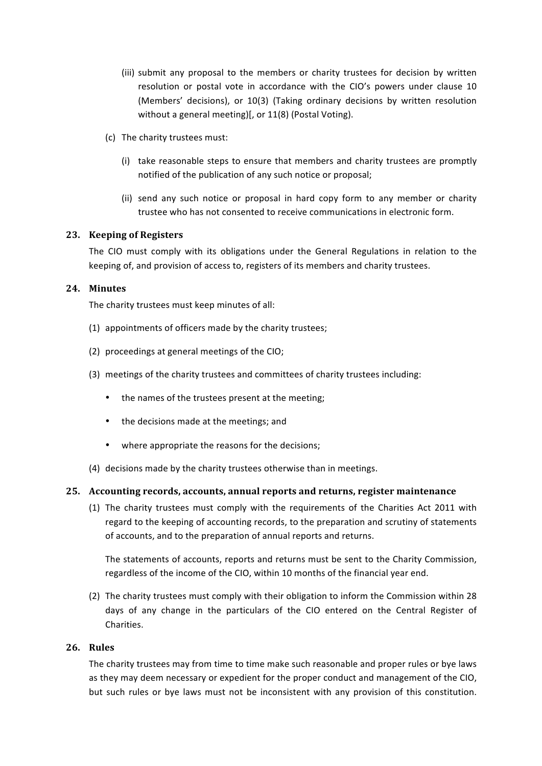(iii) submit any proposal to the members or charity trustees for decision by written resolution or postal vote in accordance with the CIO's powers under clause 10 (Members' decisions), or 10(3) (Taking ordinary decisions by written resolution without a general meeting)[, or 11(8) (Postal Voting).

(c) The charity trustees must:

(i) take reasonable steps to ensure that members and charity trustees are promptly notified of the publication of any such notice or proposal;

(ii) send any such notice or proposal in hard copy form to any member or charity trustee who has not consented to receive communications in electronic form.

### 23. Keeping of Registers

The CIO must comply with its obligations under the General Regulations in relation to the keeping of, and provision of access to, registers of its members and charity trustees.

### 24. Minutes

The charity trustees must keep minutes of all:

(1) appointments of officers made by the charity trustees;

(2) proceedings at general meetings of the CIO;

(3) meetings of the charity trustees and committees of charity trustees including:

- the names of the trustees present at the meeting;
- the decisions made at the meetings; and
- where appropriate the reasons for the decisions;

(4) decisions made by the charity trustees otherwise than in meetings.

### 25. Accounting records, accounts, annual reports and returns, register maintenance

(1) The charity trustees must comply with the requirements of the Charities Act 2011 with regard to the keeping of accounting records, to the preparation and scrutiny of statements of accounts, and to the preparation of annual reports and returns.

The statements of accounts, reports and returns must be sent to the Charity Commission, regardless of the income of the CIO, within 10 months of the financial year end.

(2) The charity trustees must comply with their obligation to inform the Commission within 28 days of any change in the particulars of the CIO entered on the Central Register of Charities.

### 26. Rules

The charity trustees may from time to time make such reasonable and proper rules or bye laws as they may deem necessary or expedient for the proper conduct and management of the CIO, but such rules or bye laws must not be inconsistent with any provision of this constitution.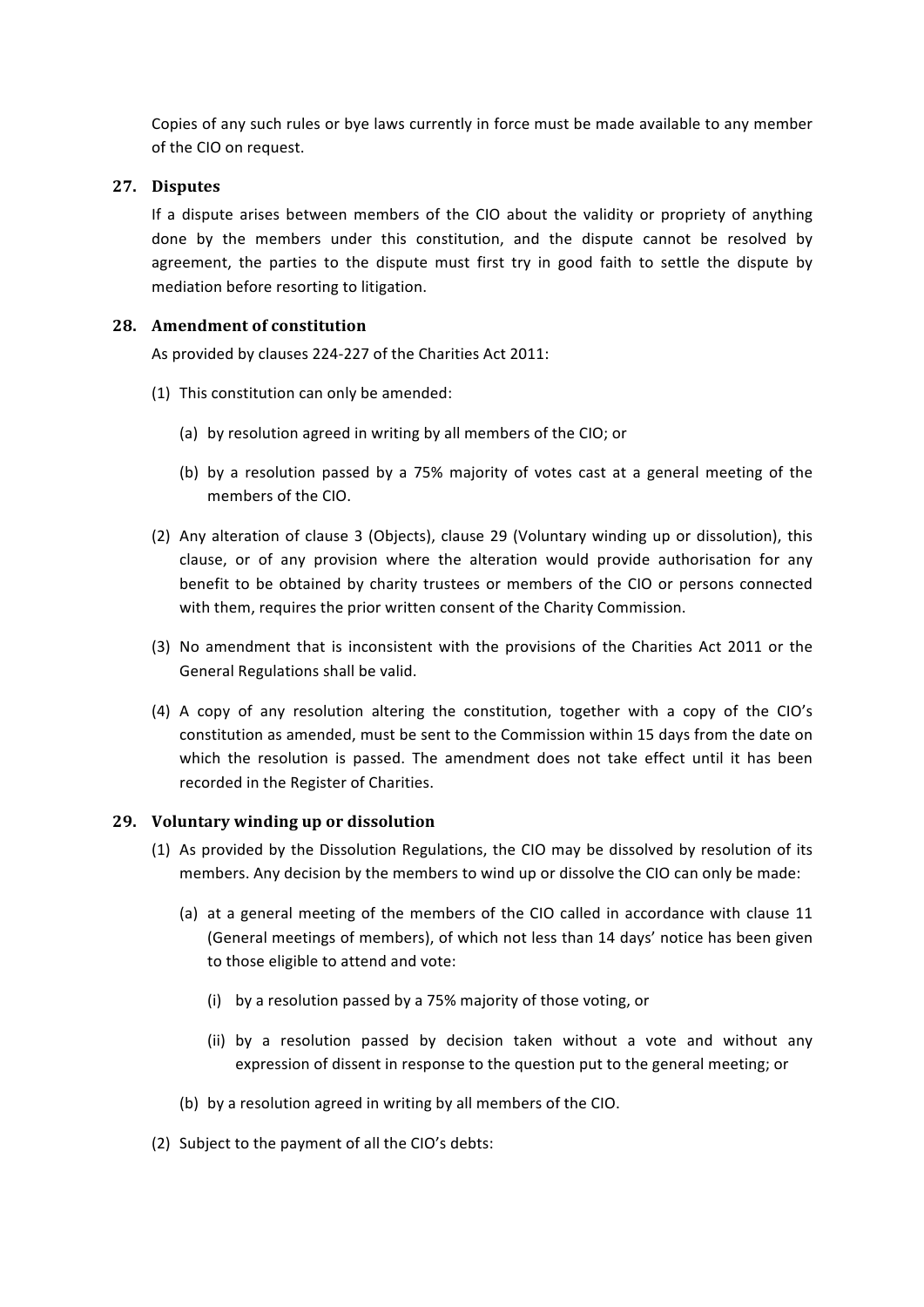Copies of any such rules or bye laws currently in force must be made available to any member of the CIO on request.

## 27. Disputes

If a dispute arises between members of the CIO about the validity or propriety of anything done by the members under this constitution, and the dispute cannot be resolved by agreement, the parties to the dispute must first try in good faith to settle the dispute by mediation before resorting to litigation.

## 28. Amendment of constitution

As provided by clauses 224-227 of the Charities Act 2011:

(1) This constitution can only be amended:

  (a) by resolution agreed in writing by all members of the CIO; or

  (b) by a resolution passed by a 75% majority of votes cast at a general meeting of the members of the CIO.

(2) Any alteration of clause 3 (Objects), clause 29 (Voluntary winding up or dissolution), this clause, or of any provision where the alteration would provide authorisation for any benefit to be obtained by charity trustees or members of the CIO or persons connected with them, requires the prior written consent of the Charity Commission.

(3) No amendment that is inconsistent with the provisions of the Charities Act 2011 or the General Regulations shall be valid.

(4) A copy of any resolution altering the constitution, together with a copy of the CIO's constitution as amended, must be sent to the Commission within 15 days from the date on which the resolution is passed. The amendment does not take effect until it has been recorded in the Register of Charities.

## 29. Voluntary winding up or dissolution

(1) As provided by the Dissolution Regulations, the CIO may be dissolved by resolution of its members. Any decision by the members to wind up or dissolve the CIO can only be made:

  (a) at a general meeting of the members of the CIO called in accordance with clause 11 (General meetings of members), of which not less than 14 days' notice has been given to those eligible to attend and vote:

    (i) by a resolution passed by a 75% majority of those voting, or

    (ii) by a resolution passed by decision taken without a vote and without any expression of dissent in response to the question put to the general meeting; or

  (b) by a resolution agreed in writing by all members of the CIO.

(2) Subject to the payment of all the CIO's debts: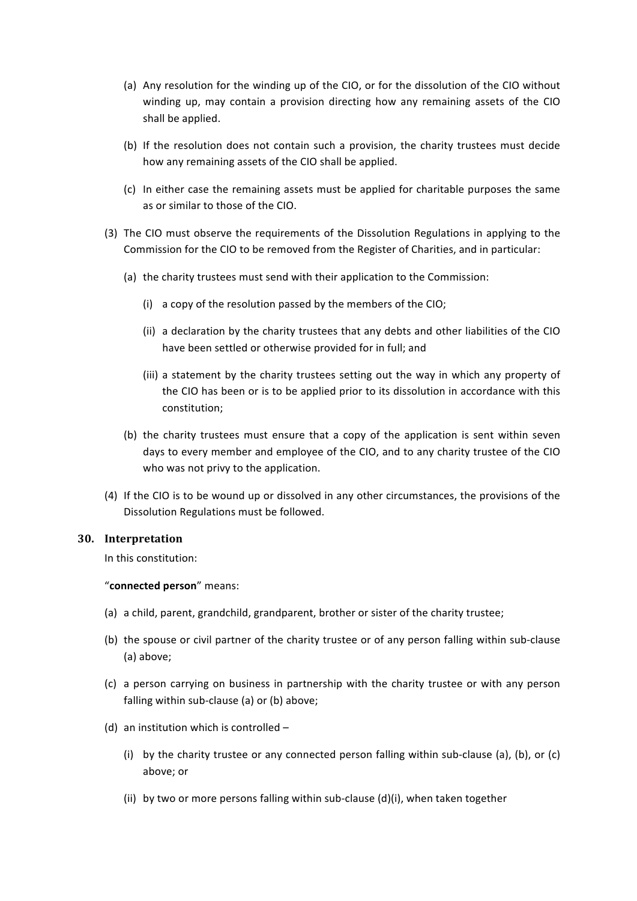(a) Any resolution for the winding up of the CIO, or for the dissolution of the CIO without winding up, may contain a provision directing how any remaining assets of the CIO shall be applied.

(b) If the resolution does not contain such a provision, the charity trustees must decide how any remaining assets of the CIO shall be applied.

(c) In either case the remaining assets must be applied for charitable purposes the same as or similar to those of the CIO.

(3) The CIO must observe the requirements of the Dissolution Regulations in applying to the Commission for the CIO to be removed from the Register of Charities, and in particular:

(a) the charity trustees must send with their application to the Commission:

(i) a copy of the resolution passed by the members of the CIO;

(ii) a declaration by the charity trustees that any debts and other liabilities of the CIO have been settled or otherwise provided for in full; and

(iii) a statement by the charity trustees setting out the way in which any property of the CIO has been or is to be applied prior to its dissolution in accordance with this constitution;

(b) the charity trustees must ensure that a copy of the application is sent within seven days to every member and employee of the CIO, and to any charity trustee of the CIO who was not privy to the application.

(4) If the CIO is to be wound up or dissolved in any other circumstances, the provisions of the Dissolution Regulations must be followed.

## 30. Interpretation

In this constitution:

"**connected person**" means:

(a) a child, parent, grandchild, grandparent, brother or sister of the charity trustee;

(b) the spouse or civil partner of the charity trustee or of any person falling within sub-clause (a) above;

(c) a person carrying on business in partnership with the charity trustee or with any person falling within sub-clause (a) or (b) above;

(d) an institution which is controlled –

(i) by the charity trustee or any connected person falling within sub-clause (a), (b), or (c) above; or

(ii) by two or more persons falling within sub-clause (d)(i), when taken together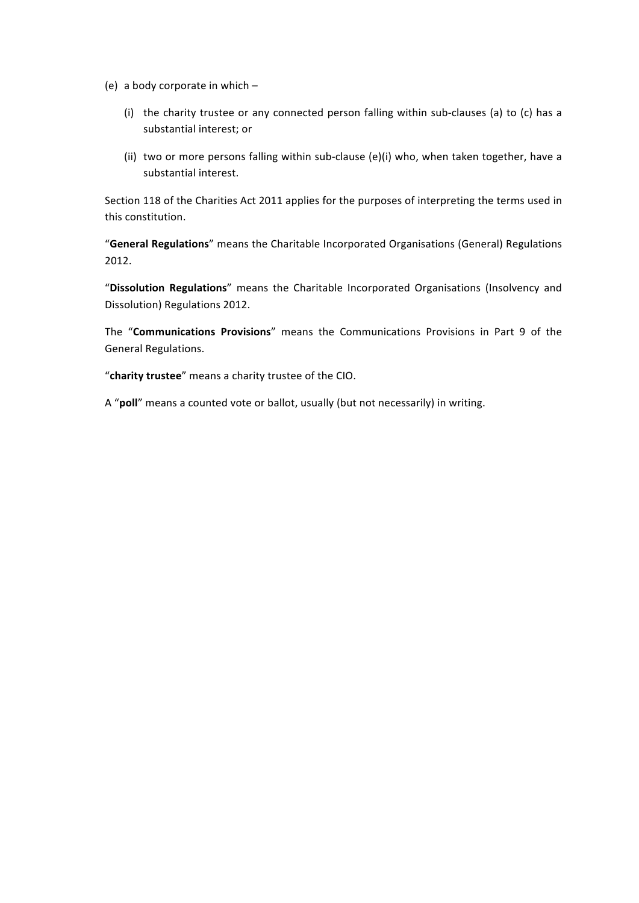(e) a body corporate in which –

   (i) the charity trustee or any connected person falling within sub-clauses (a) to (c) has a substantial interest; or

   (ii) two or more persons falling within sub-clause (e)(i) who, when taken together, have a substantial interest.

Section 118 of the Charities Act 2011 applies for the purposes of interpreting the terms used in this constitution.

"**General Regulations**" means the Charitable Incorporated Organisations (General) Regulations 2012.

"**Dissolution Regulations**" means the Charitable Incorporated Organisations (Insolvency and Dissolution) Regulations 2012.

The "**Communications Provisions**" means the Communications Provisions in Part 9 of the General Regulations.

"**charity trustee**" means a charity trustee of the CIO.

A "**poll**" means a counted vote or ballot, usually (but not necessarily) in writing.